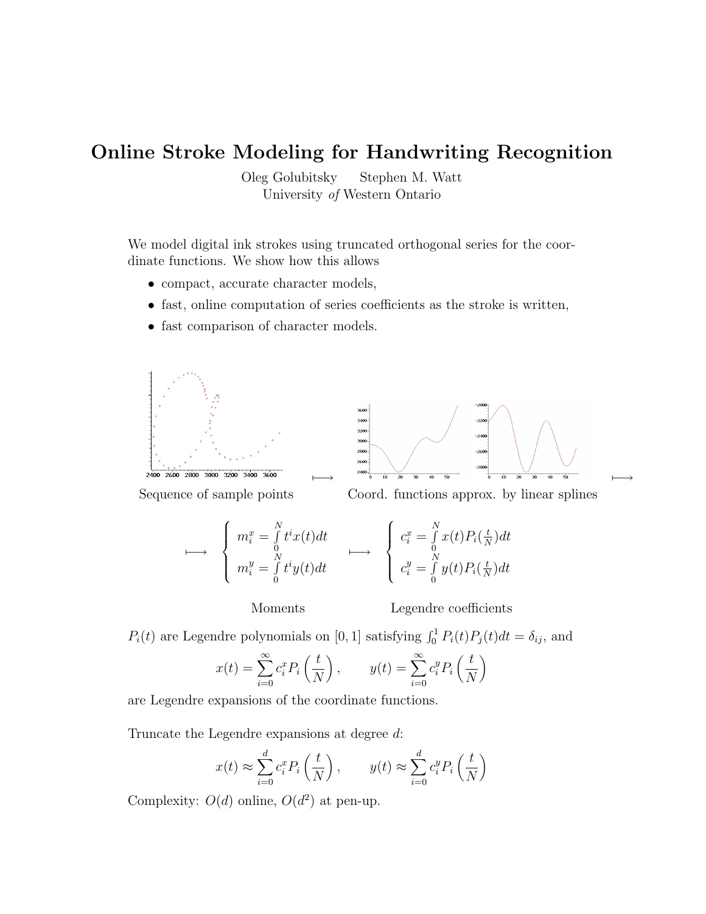# Online Stroke Modeling for Handwriting Recognition

Oleg Golubitsky   Stephen M. Watt
University *of* Western Ontario

We model digital ink strokes using truncated orthogonal series for the coordinate functions. We show how this allows

- compact, accurate character models,
- fast, online computation of series coefficients as the stroke is written,
- fast comparison of character models.

Sequence of sample points $\longmapsto$ Coord. functions approx. by linear splines $\longmapsto$

$$\longmapsto \quad \begin{cases} m_i^x = \int_0^N t^i x(t) dt \\ m_i^y = \int_0^N t^i y(t) dt \end{cases} \quad \longmapsto \quad \begin{cases} c_i^x = \int_0^N x(t) P_i(\frac{t}{N}) dt \\ c_i^y = \int_0^N y(t) P_i(\frac{t}{N}) dt \end{cases}$$

Moments    Legendre coefficients

$P_i(t)$ are Legendre polynomials on $[0, 1]$ satisfying $\int_0^1 P_i(t) P_j(t) dt = \delta_{ij}$, and

$$x(t) = \sum_{i=0}^{\infty} c_i^x P_i\left(\frac{t}{N}\right), \qquad y(t) = \sum_{i=0}^{\infty} c_i^y P_i\left(\frac{t}{N}\right)$$

are Legendre expansions of the coordinate functions.

Truncate the Legendre expansions at degree $d$:

$$x(t) \approx \sum_{i=0}^{d} c_i^x P_i\left(\frac{t}{N}\right), \qquad y(t) \approx \sum_{i=0}^{d} c_i^y P_i\left(\frac{t}{N}\right)$$

Complexity: $O(d)$ online, $O(d^2)$ at pen-up.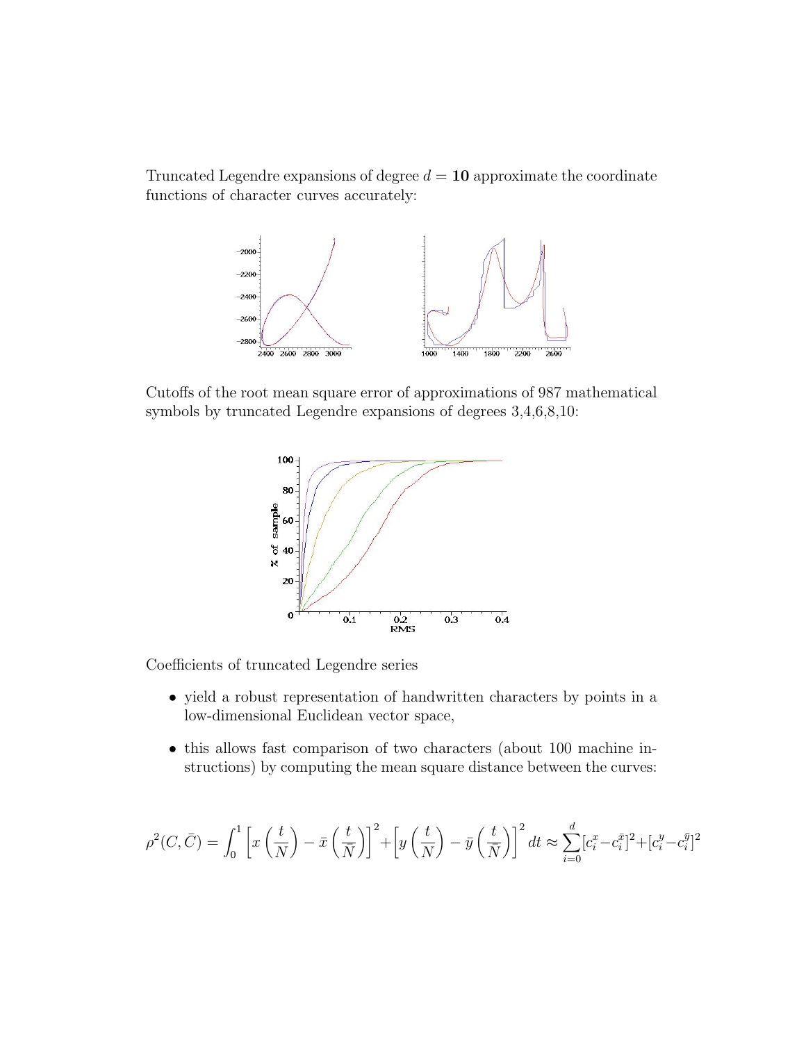Truncated Legendre expansions of degree $d = \mathbf{10}$ approximate the coordinate functions of character curves accurately:

−2000
−2200
−2400
−2600
−2800
2400 2600 2800 3000

1000 1400 1800 2200 2600

Cutoffs of the root mean square error of approximations of 987 mathematical symbols by truncated Legendre expansions of degrees 3,4,6,8,10:

100
80
60
40
20
0
% of sample
0.1 0.2 0.3 0.4
RMS

Coefficients of truncated Legendre series

- yield a robust representation of handwritten characters by points in a low-dimensional Euclidean vector space,
- this allows fast comparison of two characters (about 100 machine instructions) by computing the mean square distance between the curves:

$$\rho^2(C, \bar{C}) = \int_0^1 \left[ x\left(\frac{t}{N}\right) - \bar{x}\left(\frac{t}{\bar{N}}\right) \right]^2 + \left[ y\left(\frac{t}{N}\right) - \bar{y}\left(\frac{t}{\bar{N}}\right) \right]^2 dt \approx \sum_{i=0}^{d} [c_i^x - c_i^{\bar{x}}]^2 + [c_i^y - c_i^{\bar{y}}]^2$$